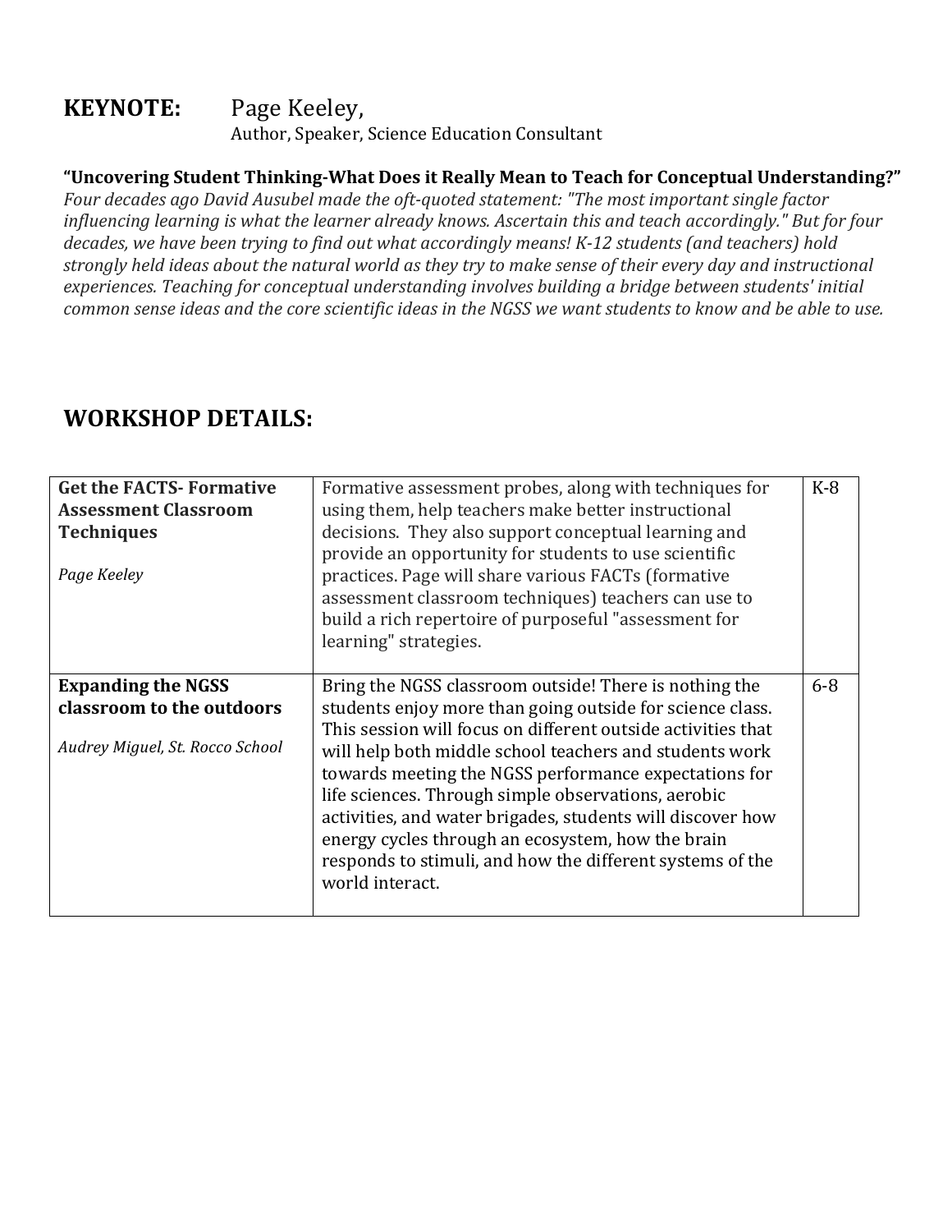## KEYNOTE: Page Keeley,

Author, Speaker, Science Education Consultant

**"Uncovering Student Thinking-What Does it Really Mean to Teach for Conceptual Understanding?"**

*Four decades ago David Ausubel made the oft-quoted statement: "The most important single factor influencing learning is what the learner already knows. Ascertain this and teach accordingly." But for four decades, we have been trying to find out what accordingly means! K-12 students (and teachers) hold strongly held ideas about the natural world as they try to make sense of their every day and instructional experiences. Teaching for conceptual understanding involves building a bridge between students' initial common sense ideas and the core scientific ideas in the NGSS we want students to know and be able to use.*

## WORKSHOP DETAILS:

| | | |
|---|---|---|
| **Get the FACTS- Formative Assessment Classroom Techniques**<br><br>*Page Keeley* | Formative assessment probes, along with techniques for using them, help teachers make better instructional decisions. They also support conceptual learning and provide an opportunity for students to use scientific practices. Page will share various FACTs (formative assessment classroom techniques) teachers can use to build a rich repertoire of purposeful "assessment for learning" strategies. | K-8 |
| **Expanding the NGSS classroom to the outdoors**<br><br>*Audrey Miguel, St. Rocco School* | Bring the NGSS classroom outside! There is nothing the students enjoy more than going outside for science class. This session will focus on different outside activities that will help both middle school teachers and students work towards meeting the NGSS performance expectations for life sciences. Through simple observations, aerobic activities, and water brigades, students will discover how energy cycles through an ecosystem, how the brain responds to stimuli, and how the different systems of the world interact. | 6-8 |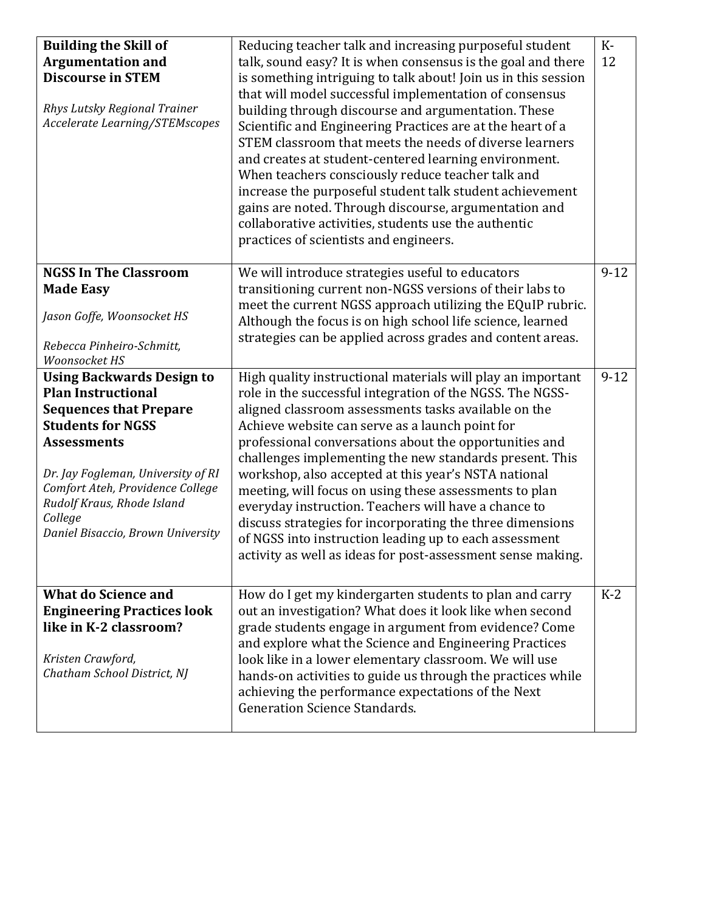| | | |
|---|---|---|
| **Building the Skill of Argumentation and Discourse in STEM**<br><br>*Rhys Lutsky Regional Trainer Accelerate Learning/STEMscopes* | Reducing teacher talk and increasing purposeful student talk, sound easy? It is when consensus is the goal and there is something intriguing to talk about! Join us in this session that will model successful implementation of consensus building through discourse and argumentation. These Scientific and Engineering Practices are at the heart of a STEM classroom that meets the needs of diverse learners and creates at student-centered learning environment. When teachers consciously reduce teacher talk and increase the purposeful student talk student achievement gains are noted. Through discourse, argumentation and collaborative activities, students use the authentic practices of scientists and engineers. | K-12 |
| **NGSS In The Classroom Made Easy**<br><br>*Jason Goffe, Woonsocket HS*<br><br>*Rebecca Pinheiro-Schmitt, Woonsocket HS* | We will introduce strategies useful to educators transitioning current non-NGSS versions of their labs to meet the current NGSS approach utilizing the EQuIP rubric. Although the focus is on high school life science, learned strategies can be applied across grades and content areas. | 9-12 |
| **Using Backwards Design to Plan Instructional Sequences that Prepare Students for NGSS Assessments**<br><br>*Dr. Jay Fogleman, University of RI*<br>*Comfort Ateh, Providence College*<br>*Rudolf Kraus, Rhode Island College*<br>*Daniel Bisaccio, Brown University* | High quality instructional materials will play an important role in the successful integration of the NGSS. The NGSS-aligned classroom assessments tasks available on the Achieve website can serve as a launch point for professional conversations about the opportunities and challenges implementing the new standards present. This workshop, also accepted at this year's NSTA national meeting, will focus on using these assessments to plan everyday instruction. Teachers will have a chance to discuss strategies for incorporating the three dimensions of NGSS into instruction leading up to each assessment activity as well as ideas for post-assessment sense making. | 9-12 |
| **What do Science and Engineering Practices look like in K-2 classroom?**<br><br>*Kristen Crawford, Chatham School District, NJ* | How do I get my kindergarten students to plan and carry out an investigation? What does it look like when second grade students engage in argument from evidence? Come and explore what the Science and Engineering Practices look like in a lower elementary classroom. We will use hands-on activities to guide us through the practices while achieving the performance expectations of the Next Generation Science Standards. | K-2 |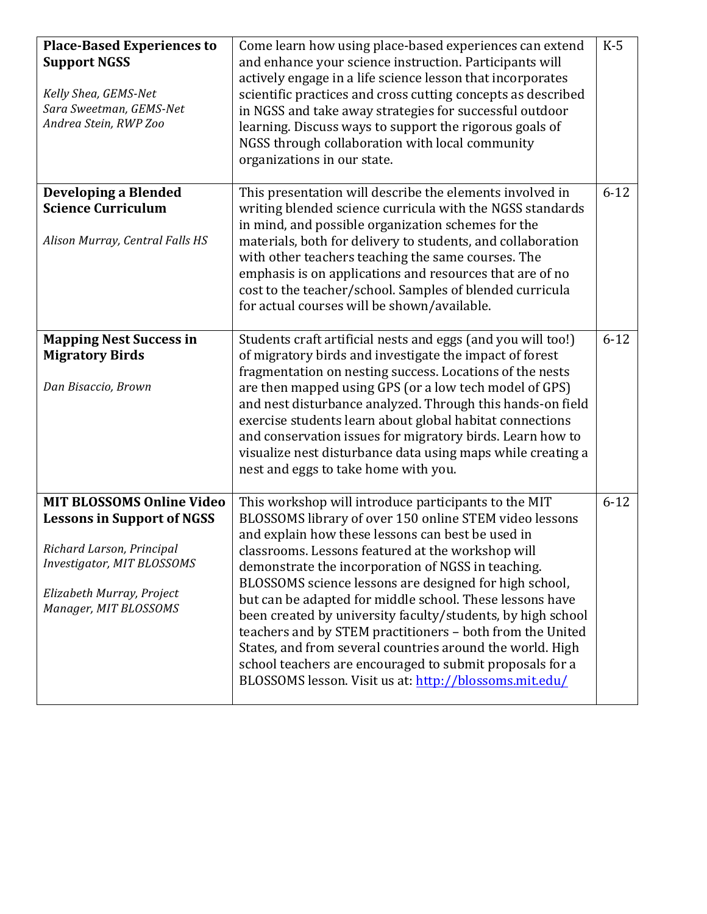| | | |
|---|---|---|
| **Place-Based Experiences to Support NGSS**<br><br>*Kelly Shea, GEMS-Net*<br>*Sara Sweetman, GEMS-Net*<br>*Andrea Stein, RWP Zoo* | Come learn how using place-based experiences can extend and enhance your science instruction. Participants will actively engage in a life science lesson that incorporates scientific practices and cross cutting concepts as described in NGSS and take away strategies for successful outdoor learning. Discuss ways to support the rigorous goals of NGSS through collaboration with local community organizations in our state. | K-5 |
| **Developing a Blended Science Curriculum**<br><br>*Alison Murray, Central Falls HS* | This presentation will describe the elements involved in writing blended science curricula with the NGSS standards in mind, and possible organization schemes for the materials, both for delivery to students, and collaboration with other teachers teaching the same courses. The emphasis is on applications and resources that are of no cost to the teacher/school. Samples of blended curricula for actual courses will be shown/available. | 6-12 |
| **Mapping Nest Success in Migratory Birds**<br><br>*Dan Bisaccio, Brown* | Students craft artificial nests and eggs (and you will too!) of migratory birds and investigate the impact of forest fragmentation on nesting success. Locations of the nests are then mapped using GPS (or a low tech model of GPS) and nest disturbance analyzed. Through this hands-on field exercise students learn about global habitat connections and conservation issues for migratory birds. Learn how to visualize nest disturbance data using maps while creating a nest and eggs to take home with you. | 6-12 |
| **MIT BLOSSOMS Online Video Lessons in Support of NGSS**<br><br>*Richard Larson, Principal Investigator, MIT BLOSSOMS*<br><br>*Elizabeth Murray, Project Manager, MIT BLOSSOMS* | This workshop will introduce participants to the MIT BLOSSOMS library of over 150 online STEM video lessons and explain how these lessons can best be used in classrooms. Lessons featured at the workshop will demonstrate the incorporation of NGSS in teaching. BLOSSOMS science lessons are designed for high school, but can be adapted for middle school. These lessons have been created by university faculty/students, by high school teachers and by STEM practitioners – both from the United States, and from several countries around the world. High school teachers are encouraged to submit proposals for a BLOSSOMS lesson. Visit us at: [http://blossoms.mit.edu/](http://blossoms.mit.edu/) | 6-12 |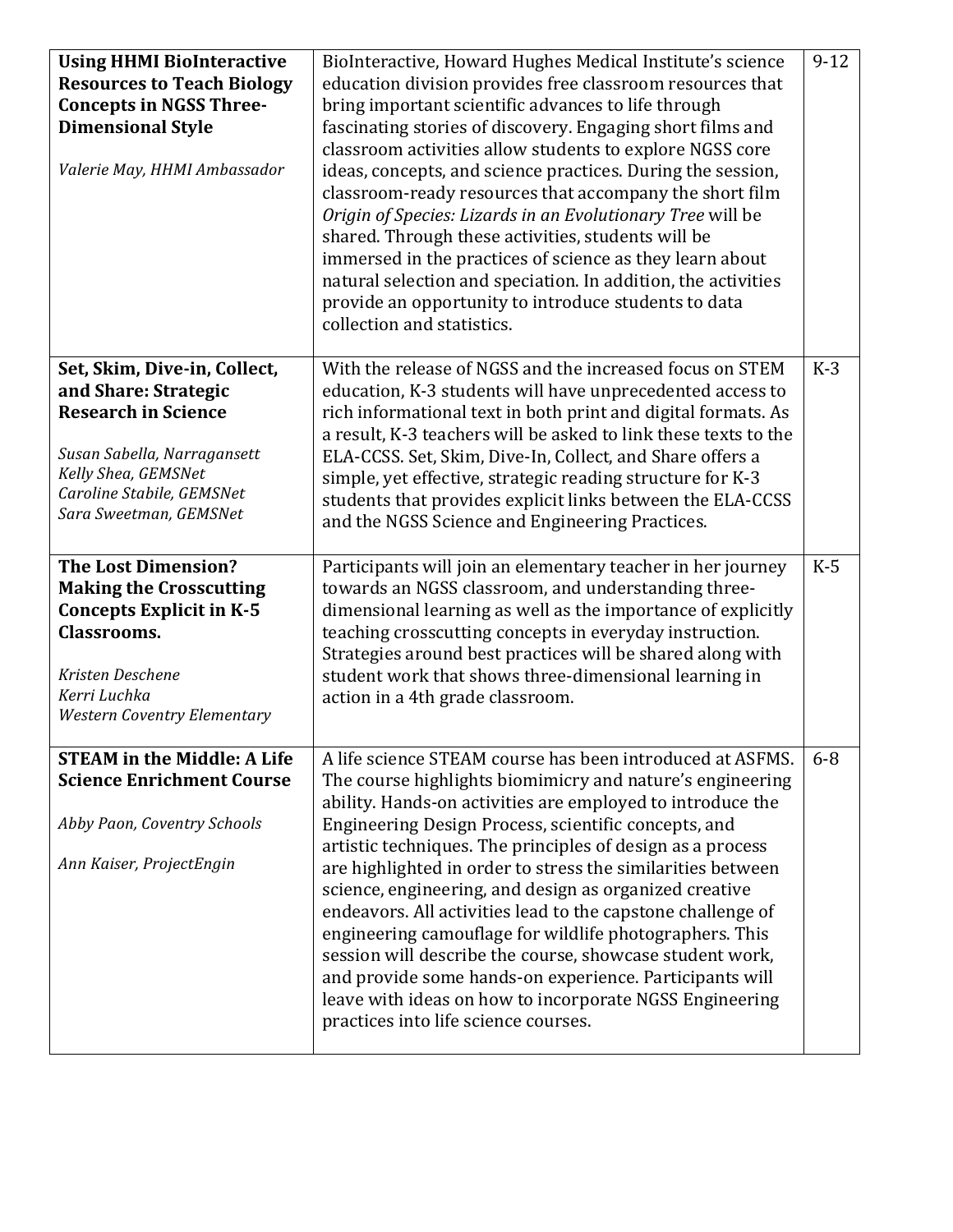| | | |
|---|---|---|
| **Using HHMI BioInteractive Resources to Teach Biology Concepts in NGSS Three-Dimensional Style**<br><br>*Valerie May, HHMI Ambassador* | BioInteractive, Howard Hughes Medical Institute's science education division provides free classroom resources that bring important scientific advances to life through fascinating stories of discovery. Engaging short films and classroom activities allow students to explore NGSS core ideas, concepts, and science practices. During the session, classroom-ready resources that accompany the short film *Origin of Species: Lizards in an Evolutionary Tree* will be shared. Through these activities, students will be immersed in the practices of science as they learn about natural selection and speciation. In addition, the activities provide an opportunity to introduce students to data collection and statistics. | 9-12 |
| **Set, Skim, Dive-in, Collect, and Share: Strategic Research in Science**<br><br>*Susan Sabella, Narragansett*<br>*Kelly Shea, GEMSNet*<br>*Caroline Stabile, GEMSNet*<br>*Sara Sweetman, GEMSNet* | With the release of NGSS and the increased focus on STEM education, K-3 students will have unprecedented access to rich informational text in both print and digital formats. As a result, K-3 teachers will be asked to link these texts to the ELA-CCSS. Set, Skim, Dive-In, Collect, and Share offers a simple, yet effective, strategic reading structure for K-3 students that provides explicit links between the ELA-CCSS and the NGSS Science and Engineering Practices. | K-3 |
| **The Lost Dimension? Making the Crosscutting Concepts Explicit in K-5 Classrooms.**<br><br>*Kristen Deschene*<br>*Kerri Luchka*<br>*Western Coventry Elementary* | Participants will join an elementary teacher in her journey towards an NGSS classroom, and understanding three-dimensional learning as well as the importance of explicitly teaching crosscutting concepts in everyday instruction. Strategies around best practices will be shared along with student work that shows three-dimensional learning in action in a 4th grade classroom. | K-5 |
| **STEAM in the Middle: A Life Science Enrichment Course**<br><br>*Abby Paon, Coventry Schools*<br><br>*Ann Kaiser, ProjectEngin* | A life science STEAM course has been introduced at ASFMS. The course highlights biomimicry and nature's engineering ability. Hands-on activities are employed to introduce the Engineering Design Process, scientific concepts, and artistic techniques. The principles of design as a process are highlighted in order to stress the similarities between science, engineering, and design as organized creative endeavors. All activities lead to the capstone challenge of engineering camouflage for wildlife photographers. This session will describe the course, showcase student work, and provide some hands-on experience. Participants will leave with ideas on how to incorporate NGSS Engineering practices into life science courses. | 6-8 |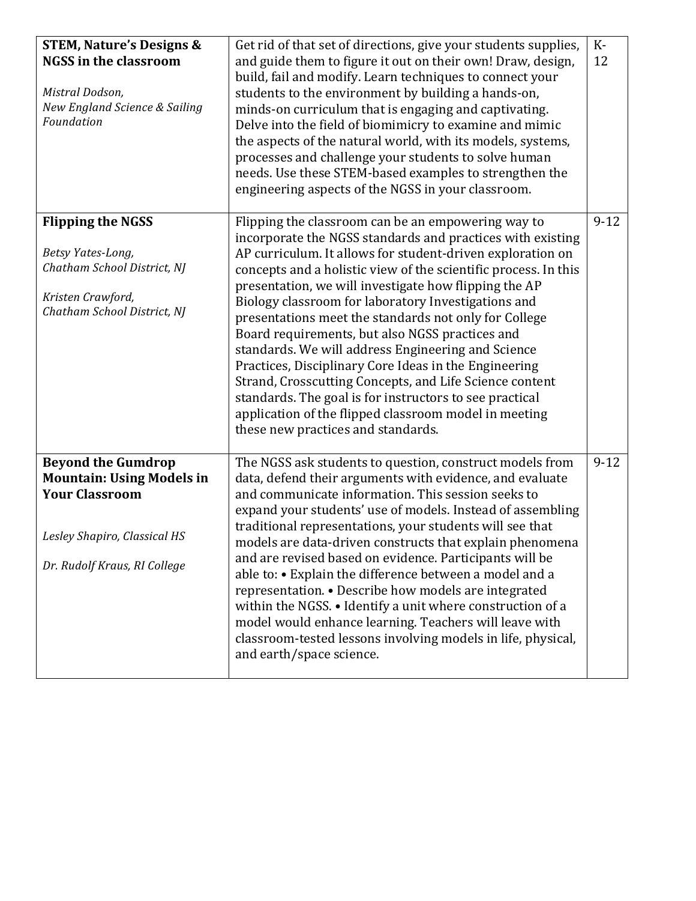| | | |
|---|---|---|
| **STEM, Nature's Designs & NGSS in the classroom**<br><br>*Mistral Dodson,*<br>*New England Science & Sailing Foundation* | Get rid of that set of directions, give your students supplies, and guide them to figure it out on their own! Draw, design, build, fail and modify. Learn techniques to connect your students to the environment by building a hands-on, minds-on curriculum that is engaging and captivating. Delve into the field of biomimicry to examine and mimic the aspects of the natural world, with its models, systems, processes and challenge your students to solve human needs. Use these STEM-based examples to strengthen the engineering aspects of the NGSS in your classroom. | K-12 |
| **Flipping the NGSS**<br><br>*Betsy Yates-Long,*<br>*Chatham School District, NJ*<br><br>*Kristen Crawford,*<br>*Chatham School District, NJ* | Flipping the classroom can be an empowering way to incorporate the NGSS standards and practices with existing AP curriculum. It allows for student-driven exploration on concepts and a holistic view of the scientific process. In this presentation, we will investigate how flipping the AP Biology classroom for laboratory Investigations and presentations meet the standards not only for College Board requirements, but also NGSS practices and standards. We will address Engineering and Science Practices, Disciplinary Core Ideas in the Engineering Strand, Crosscutting Concepts, and Life Science content standards. The goal is for instructors to see practical application of the flipped classroom model in meeting these new practices and standards. | 9-12 |
| **Beyond the Gumdrop Mountain: Using Models in Your Classroom**<br><br>*Lesley Shapiro, Classical HS*<br><br>*Dr. Rudolf Kraus, RI College* | The NGSS ask students to question, construct models from data, defend their arguments with evidence, and evaluate and communicate information. This session seeks to expand your students' use of models. Instead of assembling traditional representations, your students will see that models are data-driven constructs that explain phenomena and are revised based on evidence. Participants will be able to: • Explain the difference between a model and a representation. • Describe how models are integrated within the NGSS. • Identify a unit where construction of a model would enhance learning. Teachers will leave with classroom-tested lessons involving models in life, physical, and earth/space science. | 9-12 |